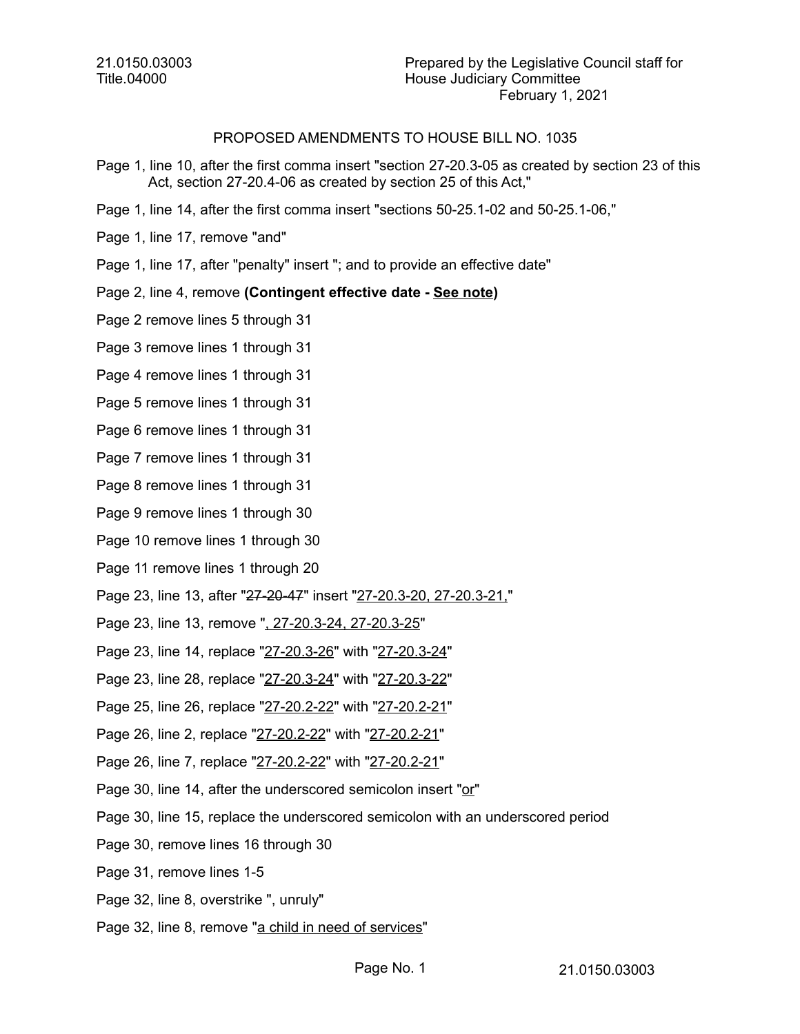21.0150.03003
Title.04000

Prepared by the Legislative Council staff for
House Judiciary Committee
February 1, 2021

PROPOSED AMENDMENTS TO HOUSE BILL NO. 1035

Page 1, line 10, after the first comma insert "section 27-20.3-05 as created by section 23 of this Act, section 27-20.4-06 as created by section 25 of this Act,"

Page 1, line 14, after the first comma insert "sections 50-25.1-02 and 50-25.1-06,"

Page 1, line 17, remove "and"

Page 1, line 17, after "penalty" insert "; and to provide an effective date"

Page 2, line 4, remove **(Contingent effective date - <u>See note</u>)**

Page 2 remove lines 5 through 31

Page 3 remove lines 1 through 31

Page 4 remove lines 1 through 31

Page 5 remove lines 1 through 31

Page 6 remove lines 1 through 31

Page 7 remove lines 1 through 31

Page 8 remove lines 1 through 31

Page 9 remove lines 1 through 30

Page 10 remove lines 1 through 30

Page 11 remove lines 1 through 20

Page 23, line 13, after "~~27-20-47~~" insert "<u>27-20.3-20, 27-20.3-21,</u>"

Page 23, line 13, remove "<u>, 27-20.3-24, 27-20.3-25</u>"

Page 23, line 14, replace "<u>27-20.3-26</u>" with "<u>27-20.3-24</u>"

Page 23, line 28, replace "<u>27-20.3-24</u>" with "<u>27-20.3-22</u>"

Page 25, line 26, replace "<u>27-20.2-22</u>" with "<u>27-20.2-21</u>"

Page 26, line 2, replace "<u>27-20.2-22</u>" with "<u>27-20.2-21</u>"

Page 26, line 7, replace "<u>27-20.2-22</u>" with "<u>27-20.2-21</u>"

Page 30, line 14, after the underscored semicolon insert "<u>or</u>"

Page 30, line 15, replace the underscored semicolon with an underscored period

Page 30, remove lines 16 through 30

Page 31, remove lines 1-5

Page 32, line 8, overstrike ", unruly"

Page 32, line 8, remove "<u>a child in need of services</u>"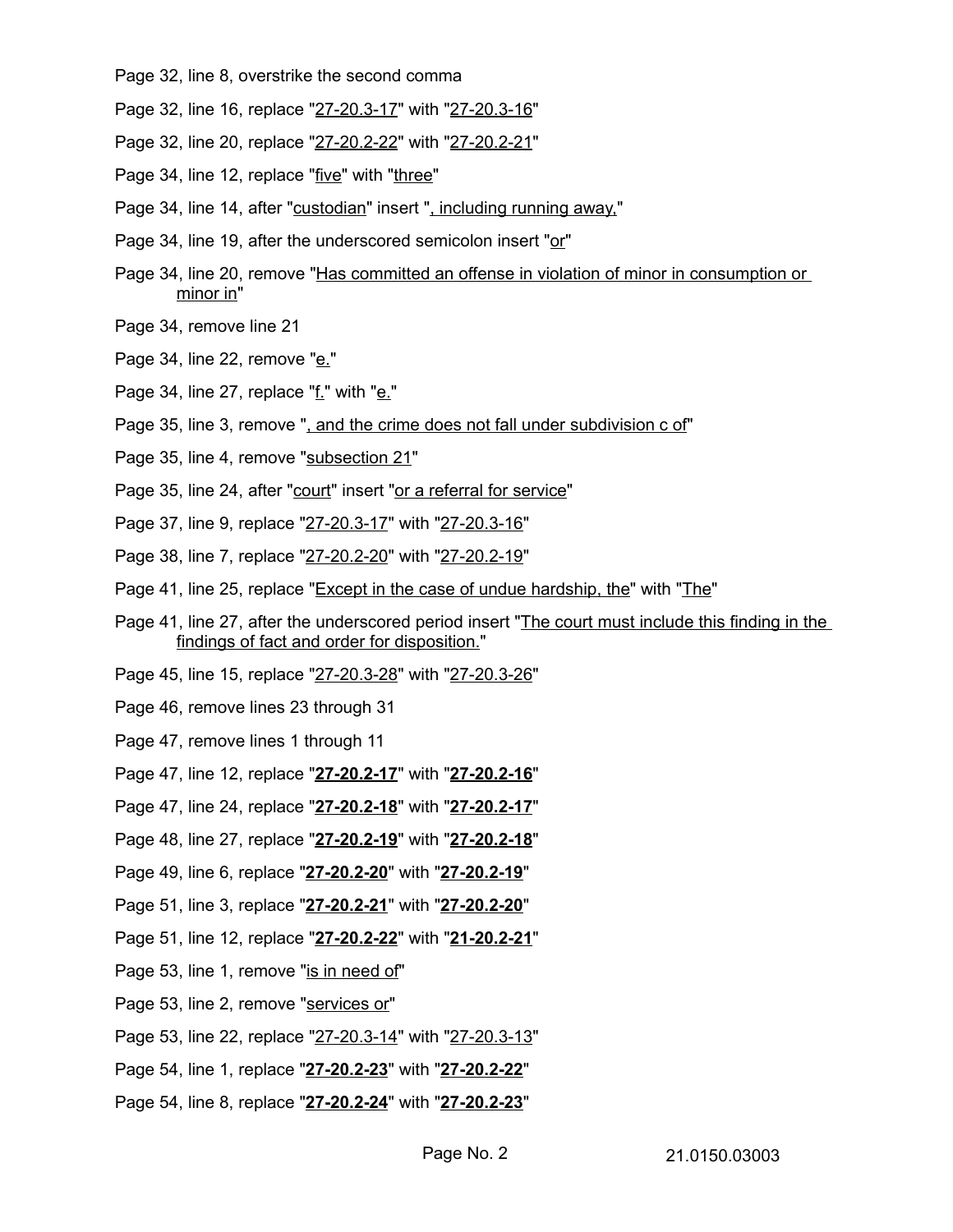Page 32, line 8, overstrike the second comma

Page 32, line 16, replace "27-20.3-17" with "27-20.3-16"

Page 32, line 20, replace "27-20.2-22" with "27-20.2-21"

Page 34, line 12, replace "five" with "three"

Page 34, line 14, after "custodian" insert ", including running away,"

Page 34, line 19, after the underscored semicolon insert "or"

Page 34, line 20, remove "Has committed an offense in violation of minor in consumption or minor in"

Page 34, remove line 21

Page 34, line 22, remove "e."

Page 34, line 27, replace "f." with "e."

Page 35, line 3, remove ", and the crime does not fall under subdivision c of"

Page 35, line 4, remove "subsection 21"

Page 35, line 24, after "court" insert "or a referral for service"

Page 37, line 9, replace "27-20.3-17" with "27-20.3-16"

Page 38, line 7, replace "27-20.2-20" with "27-20.2-19"

Page 41, line 25, replace "Except in the case of undue hardship, the" with "The"

Page 41, line 27, after the underscored period insert "The court must include this finding in the findings of fact and order for disposition."

Page 45, line 15, replace "27-20.3-28" with "27-20.3-26"

Page 46, remove lines 23 through 31

Page 47, remove lines 1 through 11

Page 47, line 12, replace "**27-20.2-17**" with "**27-20.2-16**"

Page 47, line 24, replace "**27-20.2-18**" with "**27-20.2-17**"

Page 48, line 27, replace "**27-20.2-19**" with "**27-20.2-18**"

Page 49, line 6, replace "**27-20.2-20**" with "**27-20.2-19**"

Page 51, line 3, replace "**27-20.2-21**" with "**27-20.2-20**"

Page 51, line 12, replace "**27-20.2-22**" with "**21-20.2-21**"

Page 53, line 1, remove "is in need of"

Page 53, line 2, remove "services or"

Page 53, line 22, replace "27-20.3-14" with "27-20.3-13"

Page 54, line 1, replace "**27-20.2-23**" with "**27-20.2-22**"

Page 54, line 8, replace "**27-20.2-24**" with "**27-20.2-23**"

21.0150.03003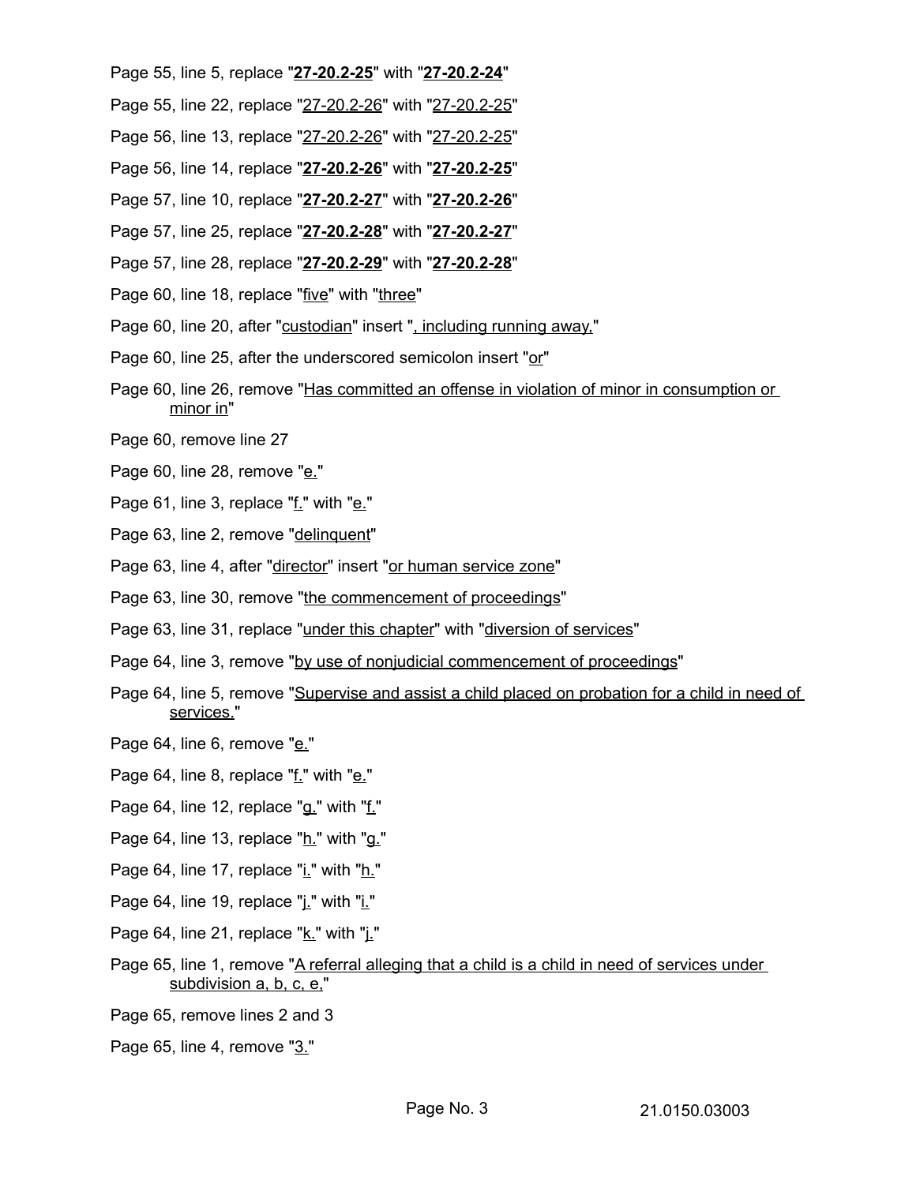Page 55, line 5, replace "**27-20.2-25**" with "**27-20.2-24**"

Page 55, line 22, replace "27-20.2-26" with "27-20.2-25"

Page 56, line 13, replace "27-20.2-26" with "27-20.2-25"

Page 56, line 14, replace "**27-20.2-26**" with "**27-20.2-25**"

Page 57, line 10, replace "**27-20.2-27**" with "**27-20.2-26**"

Page 57, line 25, replace "**27-20.2-28**" with "**27-20.2-27**"

Page 57, line 28, replace "**27-20.2-29**" with "**27-20.2-28**"

Page 60, line 18, replace "five" with "three"

Page 60, line 20, after "custodian" insert ", including running away,"

Page 60, line 25, after the underscored semicolon insert "or"

Page 60, line 26, remove "Has committed an offense in violation of minor in consumption or minor in"

Page 60, remove line 27

Page 60, line 28, remove "e."

Page 61, line 3, replace "f." with "e."

Page 63, line 2, remove "delinquent"

Page 63, line 4, after "director" insert "or human service zone"

Page 63, line 30, remove "the commencement of proceedings"

Page 63, line 31, replace "under this chapter" with "diversion of services"

Page 64, line 3, remove "by use of nonjudicial commencement of proceedings"

Page 64, line 5, remove "Supervise and assist a child placed on probation for a child in need of services."

Page 64, line 6, remove "e."

Page 64, line 8, replace "f." with "e."

Page 64, line 12, replace "g." with "f."

Page 64, line 13, replace "h." with "g."

Page 64, line 17, replace "i." with "h."

Page 64, line 19, replace "j." with "i."

Page 64, line 21, replace "k." with "j."

Page 65, line 1, remove "A referral alleging that a child is a child in need of services under subdivision a, b, c, e,"

Page 65, remove lines 2 and 3

Page 65, line 4, remove "3."

21.0150.03003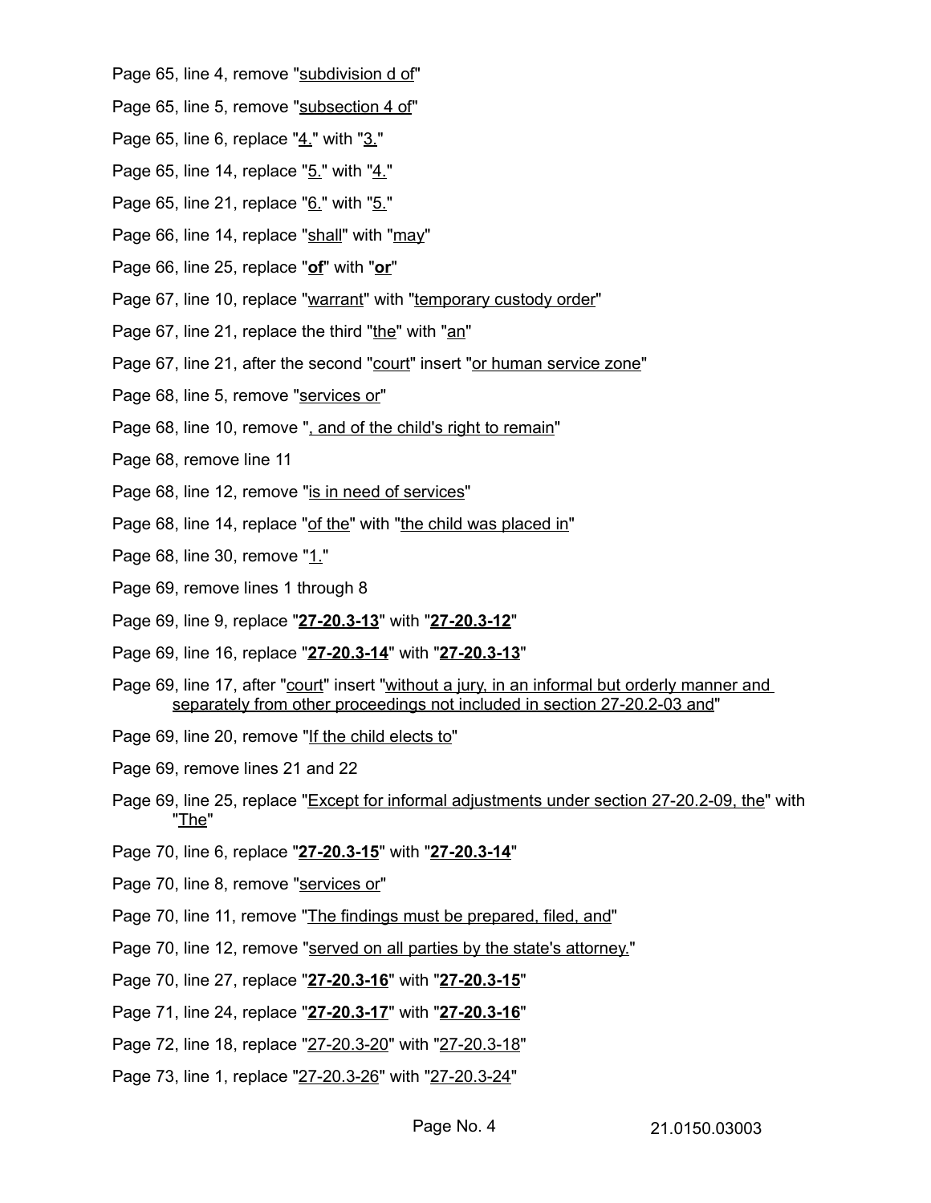Page 65, line 4, remove "subdivision d of"

Page 65, line 5, remove "subsection 4 of"

Page 65, line 6, replace "4." with "3."

Page 65, line 14, replace "5." with "4."

Page 65, line 21, replace "6." with "5."

Page 66, line 14, replace "shall" with "may"

Page 66, line 25, replace "**of**" with "**or**"

Page 67, line 10, replace "warrant" with "temporary custody order"

Page 67, line 21, replace the third "the" with "an"

Page 67, line 21, after the second "court" insert "or human service zone"

Page 68, line 5, remove "services or"

Page 68, line 10, remove ", and of the child's right to remain"

Page 68, remove line 11

Page 68, line 12, remove "is in need of services"

Page 68, line 14, replace "of the" with "the child was placed in"

Page 68, line 30, remove "1."

Page 69, remove lines 1 through 8

Page 69, line 9, replace "**27-20.3-13**" with "**27-20.3-12**"

Page 69, line 16, replace "**27-20.3-14**" with "**27-20.3-13**"

Page 69, line 17, after "court" insert "without a jury, in an informal but orderly manner and separately from other proceedings not included in section 27-20.2-03 and"

Page 69, line 20, remove "If the child elects to"

Page 69, remove lines 21 and 22

Page 69, line 25, replace "Except for informal adjustments under section 27-20.2-09, the" with "The"

Page 70, line 6, replace "**27-20.3-15**" with "**27-20.3-14**"

Page 70, line 8, remove "services or"

Page 70, line 11, remove "The findings must be prepared, filed, and"

Page 70, line 12, remove "served on all parties by the state's attorney."

Page 70, line 27, replace "**27-20.3-16**" with "**27-20.3-15**"

Page 71, line 24, replace "**27-20.3-17**" with "**27-20.3-16**"

Page 72, line 18, replace "27-20.3-20" with "27-20.3-18"

Page 73, line 1, replace "27-20.3-26" with "27-20.3-24"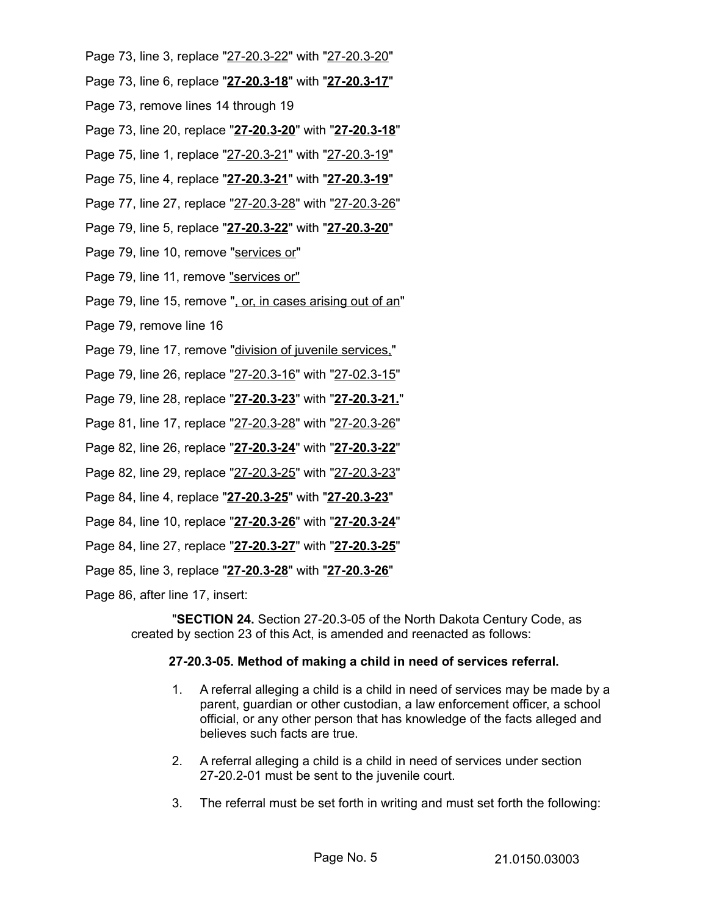Page 73, line 3, replace "27-20.3-22" with "27-20.3-20"

Page 73, line 6, replace "**27-20.3-18**" with "**27-20.3-17**"

Page 73, remove lines 14 through 19

Page 73, line 20, replace "**27-20.3-20**" with "**27-20.3-18**"

Page 75, line 1, replace "27-20.3-21" with "27-20.3-19"

Page 75, line 4, replace "**27-20.3-21**" with "**27-20.3-19**"

Page 77, line 27, replace "27-20.3-28" with "27-20.3-26"

Page 79, line 5, replace "**27-20.3-22**" with "**27-20.3-20**"

Page 79, line 10, remove "services or"

Page 79, line 11, remove "services or"

Page 79, line 15, remove ", or, in cases arising out of an"

Page 79, remove line 16

Page 79, line 17, remove "division of juvenile services,"

Page 79, line 26, replace "27-20.3-16" with "27-02.3-15"

Page 79, line 28, replace "**27-20.3-23**" with "**27-20.3-21.**"

Page 81, line 17, replace "27-20.3-28" with "27-20.3-26"

Page 82, line 26, replace "**27-20.3-24**" with "**27-20.3-22**"

Page 82, line 29, replace "27-20.3-25" with "27-20.3-23"

Page 84, line 4, replace "**27-20.3-25**" with "**27-20.3-23**"

Page 84, line 10, replace "**27-20.3-26**" with "**27-20.3-24**"

Page 84, line 27, replace "**27-20.3-27**" with "**27-20.3-25**"

Page 85, line 3, replace "**27-20.3-28**" with "**27-20.3-26**"

Page 86, after line 17, insert:

"**SECTION 24.** Section 27-20.3-05 of the North Dakota Century Code, as created by section 23 of this Act, is amended and reenacted as follows:

**27-20.3-05. Method of making a child in need of services referral.**

1. A referral alleging a child is a child in need of services may be made by a parent, guardian or other custodian, a law enforcement officer, a school official, or any other person that has knowledge of the facts alleged and believes such facts are true.

2. A referral alleging a child is a child in need of services under section 27-20.2-01 must be sent to the juvenile court.

3. The referral must be set forth in writing and must set forth the following: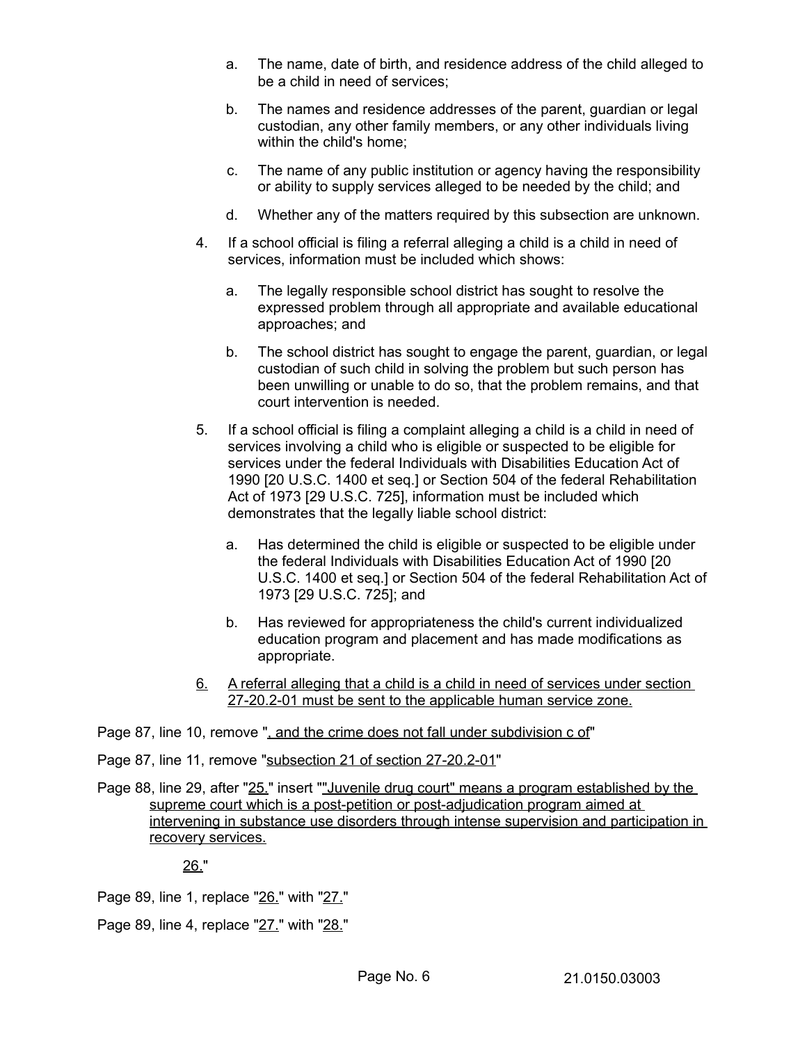a. The name, date of birth, and residence address of the child alleged to be a child in need of services;

b. The names and residence addresses of the parent, guardian or legal custodian, any other family members, or any other individuals living within the child's home;

c. The name of any public institution or agency having the responsibility or ability to supply services alleged to be needed by the child; and

d. Whether any of the matters required by this subsection are unknown.

4. If a school official is filing a referral alleging a child is a child in need of services, information must be included which shows:

a. The legally responsible school district has sought to resolve the expressed problem through all appropriate and available educational approaches; and

b. The school district has sought to engage the parent, guardian, or legal custodian of such child in solving the problem but such person has been unwilling or unable to do so, that the problem remains, and that court intervention is needed.

5. If a school official is filing a complaint alleging a child is a child in need of services involving a child who is eligible or suspected to be eligible for services under the federal Individuals with Disabilities Education Act of 1990 [20 U.S.C. 1400 et seq.] or Section 504 of the federal Rehabilitation Act of 1973 [29 U.S.C. 725], information must be included which demonstrates that the legally liable school district:

a. Has determined the child is eligible or suspected to be eligible under the federal Individuals with Disabilities Education Act of 1990 [20 U.S.C. 1400 et seq.] or Section 504 of the federal Rehabilitation Act of 1973 [29 U.S.C. 725]; and

b. Has reviewed for appropriateness the child's current individualized education program and placement and has made modifications as appropriate.

<u>6.</u> <u>A referral alleging that a child is a child in need of services under section 27-20.2-01 must be sent to the applicable human service zone.</u>

Page 87, line 10, remove "<u>, and the crime does not fall under subdivision c of</u>"

Page 87, line 11, remove "<u>subsection 21 of section 27-20.2-01</u>"

Page 88, line 29, after "<u>25.</u>" insert "<u>"Juvenile drug court" means a program established by the supreme court which is a post-petition or post-adjudication program aimed at intervening in substance use disorders through intense supervision and participation in recovery services.</u>

<u>26.</u>"

Page 89, line 1, replace "<u>26.</u>" with "<u>27.</u>"

Page 89, line 4, replace "<u>27.</u>" with "<u>28.</u>"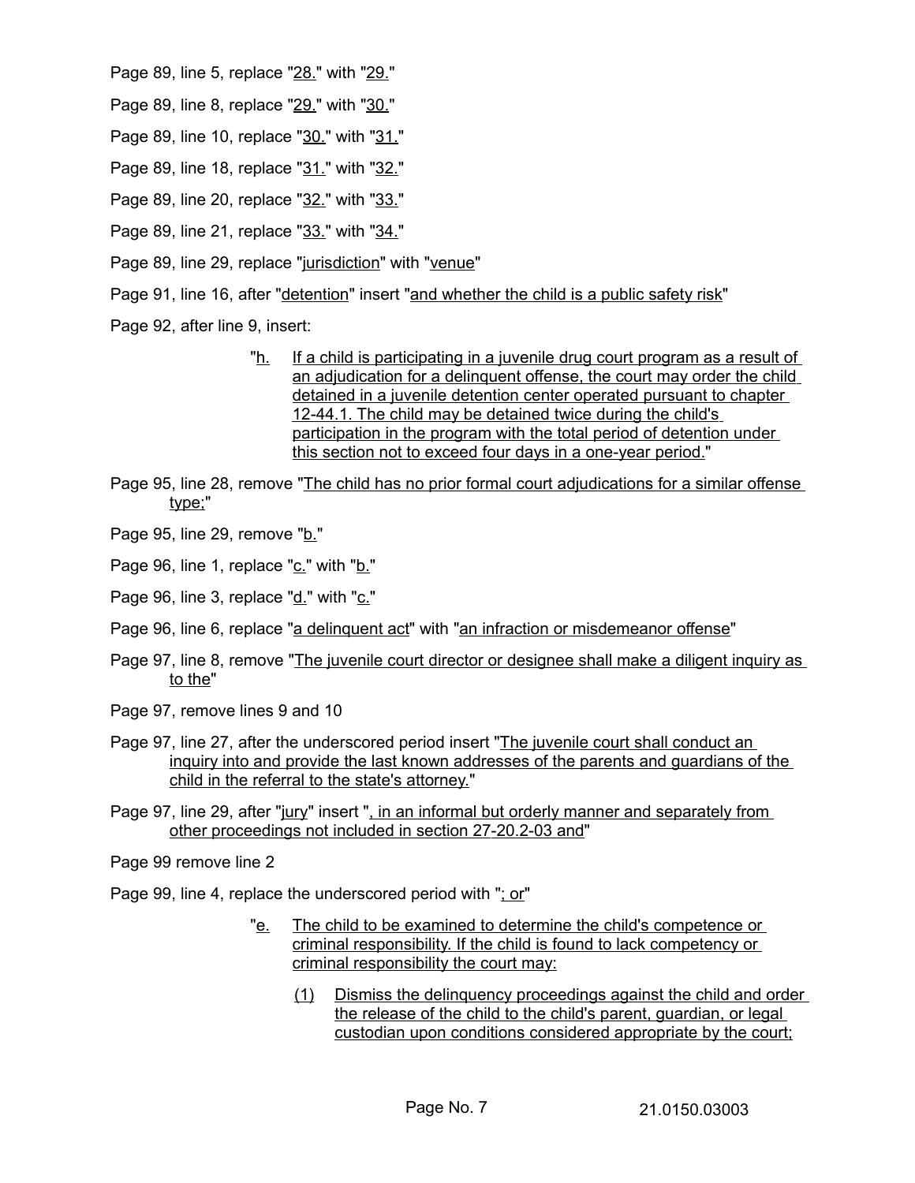Page 89, line 5, replace "28." with "29."

Page 89, line 8, replace "29." with "30."

Page 89, line 10, replace "30." with "31."

Page 89, line 18, replace "31." with "32."

Page 89, line 20, replace "32." with "33."

Page 89, line 21, replace "33." with "34."

Page 89, line 29, replace "jurisdiction" with "venue"

Page 91, line 16, after "detention" insert "and whether the child is a public safety risk"

Page 92, after line 9, insert:

> "h. If a child is participating in a juvenile drug court program as a result of an adjudication for a delinquent offense, the court may order the child detained in a juvenile detention center operated pursuant to chapter 12-44.1. The child may be detained twice during the child's participation in the program with the total period of detention under this section not to exceed four days in a one-year period."

Page 95, line 28, remove "The child has no prior formal court adjudications for a similar offense type;"

Page 95, line 29, remove "b."

Page 96, line 1, replace "c." with "b."

Page 96, line 3, replace "d." with "c."

Page 96, line 6, replace "a delinquent act" with "an infraction or misdemeanor offense"

Page 97, line 8, remove "The juvenile court director or designee shall make a diligent inquiry as to the"

Page 97, remove lines 9 and 10

Page 97, line 27, after the underscored period insert "The juvenile court shall conduct an inquiry into and provide the last known addresses of the parents and guardians of the child in the referral to the state's attorney."

Page 97, line 29, after "jury" insert ", in an informal but orderly manner and separately from other proceedings not included in section 27-20.2-03 and"

Page 99 remove line 2

Page 99, line 4, replace the underscored period with "; or"

> "e. The child to be examined to determine the child's competence or criminal responsibility. If the child is found to lack competency or criminal responsibility the court may:
>
> > (1) Dismiss the delinquency proceedings against the child and order the release of the child to the child's parent, guardian, or legal custodian upon conditions considered appropriate by the court;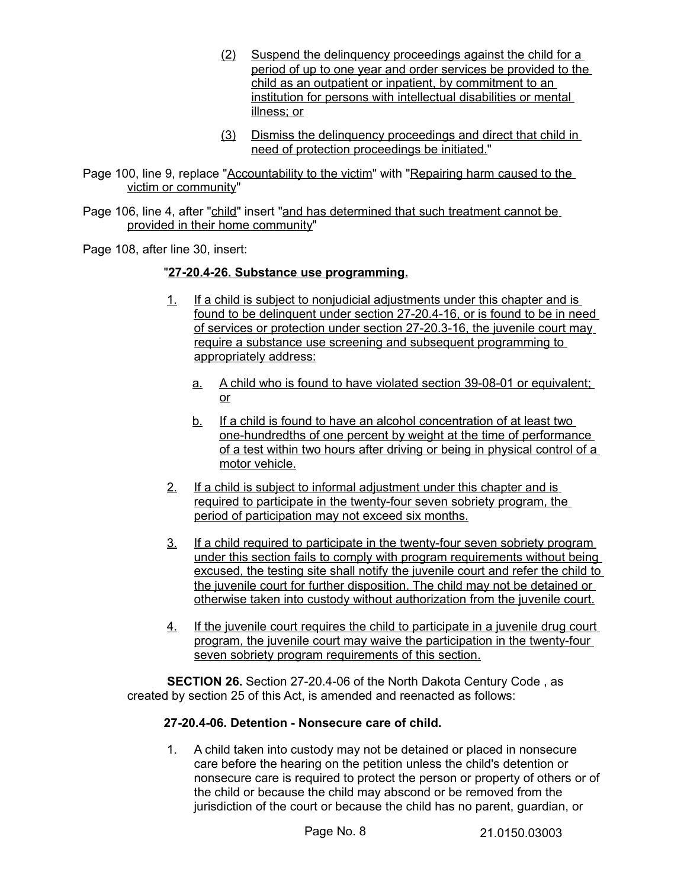(2) Suspend the delinquency proceedings against the child for a period of up to one year and order services be provided to the child as an outpatient or inpatient, by commitment to an institution for persons with intellectual disabilities or mental illness; or

(3) Dismiss the delinquency proceedings and direct that child in need of protection proceedings be initiated."

Page 100, line 9, replace "Accountability to the victim" with "Repairing harm caused to the victim or community"

Page 106, line 4, after "child" insert "and has determined that such treatment cannot be provided in their home community"

Page 108, after line 30, insert:

"**27-20.4-26. Substance use programming.**

1. If a child is subject to nonjudicial adjustments under this chapter and is found to be delinquent under section 27-20.4-16, or is found to be in need of services or protection under section 27-20.3-16, the juvenile court may require a substance use screening and subsequent programming to appropriately address:

   a. A child who is found to have violated section 39-08-01 or equivalent; or

   b. If a child is found to have an alcohol concentration of at least two one-hundredths of one percent by weight at the time of performance of a test within two hours after driving or being in physical control of a motor vehicle.

2. If a child is subject to informal adjustment under this chapter and is required to participate in the twenty-four seven sobriety program, the period of participation may not exceed six months.

3. If a child required to participate in the twenty-four seven sobriety program under this section fails to comply with program requirements without being excused, the testing site shall notify the juvenile court and refer the child to the juvenile court for further disposition. The child may not be detained or otherwise taken into custody without authorization from the juvenile court.

4. If the juvenile court requires the child to participate in a juvenile drug court program, the juvenile court may waive the participation in the twenty-four seven sobriety program requirements of this section.

**SECTION 26.** Section 27-20.4-06 of the North Dakota Century Code , as created by section 25 of this Act, is amended and reenacted as follows:

**27-20.4-06. Detention - Nonsecure care of child.**

1. A child taken into custody may not be detained or placed in nonsecure care before the hearing on the petition unless the child's detention or nonsecure care is required to protect the person or property of others or of the child or because the child may abscond or be removed from the jurisdiction of the court or because the child has no parent, guardian, or

21.0150.03003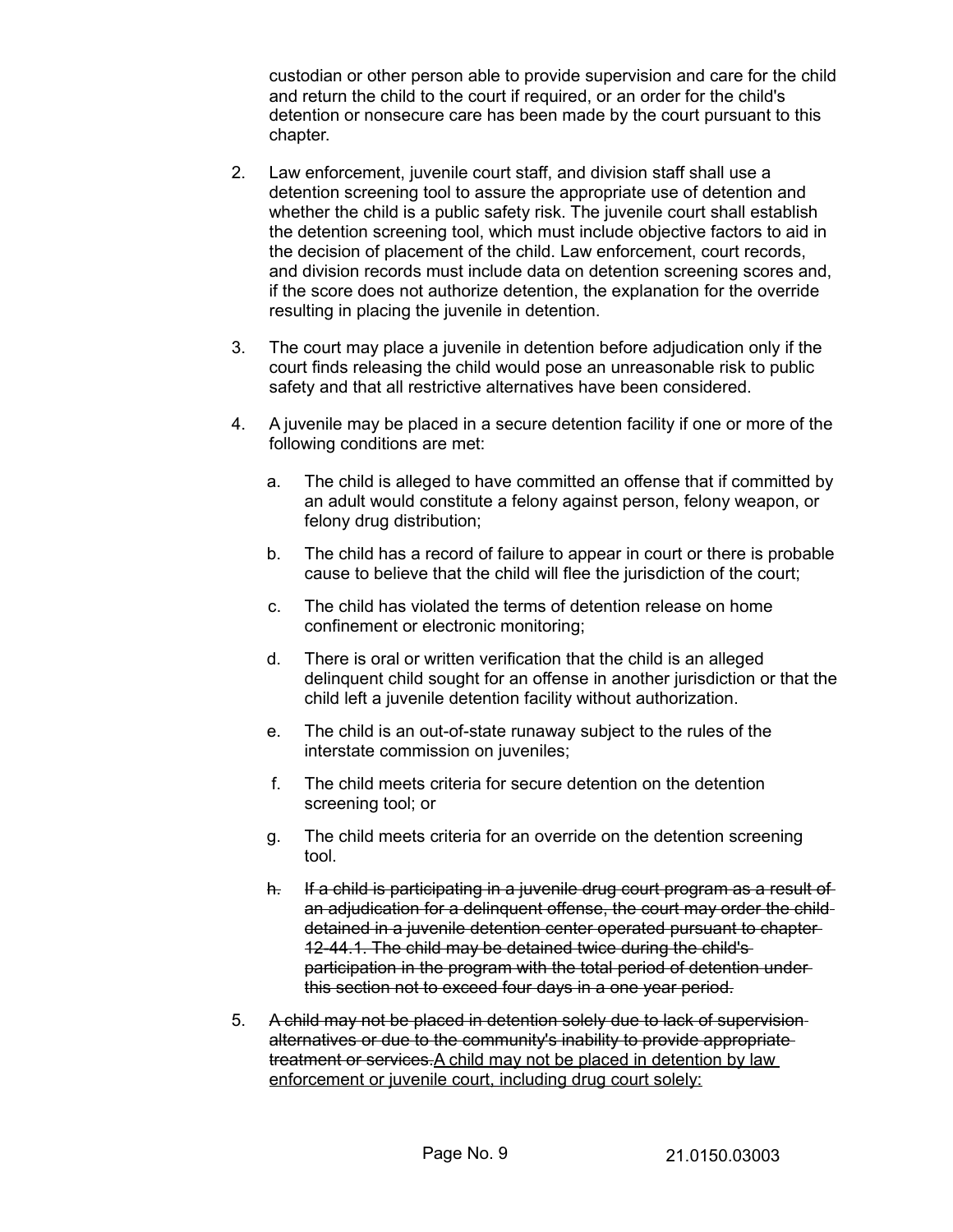custodian or other person able to provide supervision and care for the child and return the child to the court if required, or an order for the child's detention or nonsecure care has been made by the court pursuant to this chapter.

2. Law enforcement, juvenile court staff, and division staff shall use a detention screening tool to assure the appropriate use of detention and whether the child is a public safety risk. The juvenile court shall establish the detention screening tool, which must include objective factors to aid in the decision of placement of the child. Law enforcement, court records, and division records must include data on detention screening scores and, if the score does not authorize detention, the explanation for the override resulting in placing the juvenile in detention.

3. The court may place a juvenile in detention before adjudication only if the court finds releasing the child would pose an unreasonable risk to public safety and that all restrictive alternatives have been considered.

4. A juvenile may be placed in a secure detention facility if one or more of the following conditions are met:

   a. The child is alleged to have committed an offense that if committed by an adult would constitute a felony against person, felony weapon, or felony drug distribution;

   b. The child has a record of failure to appear in court or there is probable cause to believe that the child will flee the jurisdiction of the court;

   c. The child has violated the terms of detention release on home confinement or electronic monitoring;

   d. There is oral or written verification that the child is an alleged delinquent child sought for an offense in another jurisdiction or that the child left a juvenile detention facility without authorization.

   e. The child is an out-of-state runaway subject to the rules of the interstate commission on juveniles;

   f. The child meets criteria for secure detention on the detention screening tool; or

   g. The child meets criteria for an override on the detention screening tool.

   ~~h. If a child is participating in a juvenile drug court program as a result of an adjudication for a delinquent offense, the court may order the child detained in a juvenile detention center operated pursuant to chapter 12-44.1. The child may be detained twice during the child's participation in the program with the total period of detention under this section not to exceed four days in a one year period.~~

5. ~~A child may not be placed in detention solely due to lack of supervision alternatives or due to the community's inability to provide appropriate treatment or services.~~<u>A child may not be placed in detention by law enforcement or juvenile court, including drug court solely:</u>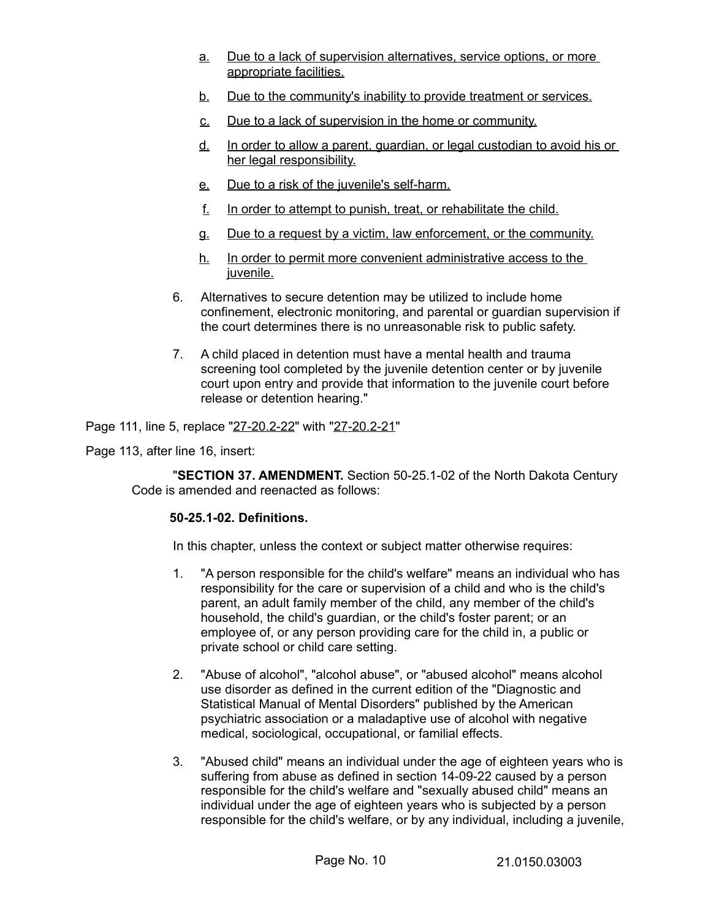a. Due to a lack of supervision alternatives, service options, or more appropriate facilities.

b. Due to the community's inability to provide treatment or services.

c. Due to a lack of supervision in the home or community.

d. In order to allow a parent, guardian, or legal custodian to avoid his or her legal responsibility.

e. Due to a risk of the juvenile's self-harm.

f. In order to attempt to punish, treat, or rehabilitate the child.

g. Due to a request by a victim, law enforcement, or the community.

h. In order to permit more convenient administrative access to the juvenile.

6. Alternatives to secure detention may be utilized to include home confinement, electronic monitoring, and parental or guardian supervision if the court determines there is no unreasonable risk to public safety.

7. A child placed in detention must have a mental health and trauma screening tool completed by the juvenile detention center or by juvenile court upon entry and provide that information to the juvenile court before release or detention hearing."

Page 111, line 5, replace "27-20.2-22" with "27-20.2-21"

Page 113, after line 16, insert:

"**SECTION 37. AMENDMENT.** Section 50-25.1-02 of the North Dakota Century Code is amended and reenacted as follows:

**50-25.1-02. Definitions.**

In this chapter, unless the context or subject matter otherwise requires:

1. "A person responsible for the child's welfare" means an individual who has responsibility for the care or supervision of a child and who is the child's parent, an adult family member of the child, any member of the child's household, the child's guardian, or the child's foster parent; or an employee of, or any person providing care for the child in, a public or private school or child care setting.

2. "Abuse of alcohol", "alcohol abuse", or "abused alcohol" means alcohol use disorder as defined in the current edition of the "Diagnostic and Statistical Manual of Mental Disorders" published by the American psychiatric association or a maladaptive use of alcohol with negative medical, sociological, occupational, or familial effects.

3. "Abused child" means an individual under the age of eighteen years who is suffering from abuse as defined in section 14-09-22 caused by a person responsible for the child's welfare and "sexually abused child" means an individual under the age of eighteen years who is subjected by a person responsible for the child's welfare, or by any individual, including a juvenile,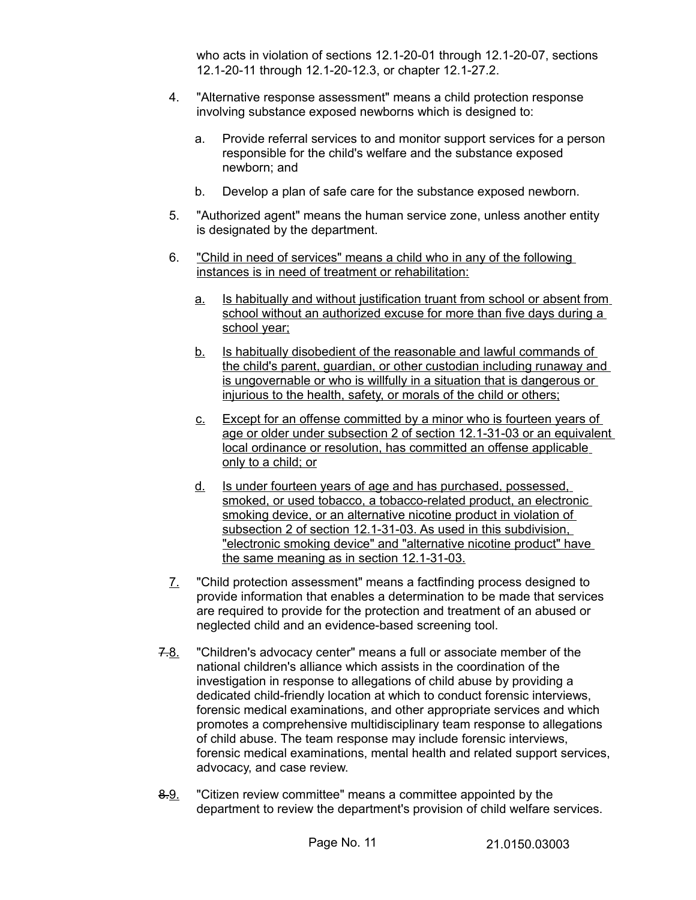who acts in violation of sections 12.1-20-01 through 12.1-20-07, sections 12.1-20-11 through 12.1-20-12.3, or chapter 12.1-27.2.

4. "Alternative response assessment" means a child protection response involving substance exposed newborns which is designed to:

   a. Provide referral services to and monitor support services for a person responsible for the child's welfare and the substance exposed newborn; and

   b. Develop a plan of safe care for the substance exposed newborn.

5. "Authorized agent" means the human service zone, unless another entity is designated by the department.

6. <u>"Child in need of services" means a child who in any of the following instances is in need of treatment or rehabilitation:</u>

   <u>a.</u> <u>Is habitually and without justification truant from school or absent from school without an authorized excuse for more than five days during a school year;</u>

   <u>b.</u> <u>Is habitually disobedient of the reasonable and lawful commands of the child's parent, guardian, or other custodian including runaway and is ungovernable or who is willfully in a situation that is dangerous or injurious to the health, safety, or morals of the child or others;</u>

   <u>c.</u> <u>Except for an offense committed by a minor who is fourteen years of age or older under subsection 2 of section 12.1-31-03 or an equivalent local ordinance or resolution, has committed an offense applicable only to a child; or</u>

   <u>d.</u> <u>Is under fourteen years of age and has purchased, possessed, smoked, or used tobacco, a tobacco-related product, an electronic smoking device, or an alternative nicotine product in violation of subsection 2 of section 12.1-31-03. As used in this subdivision, "electronic smoking device" and "alternative nicotine product" have the same meaning as in section 12.1-31-03.</u>

<u>7.</u> "Child protection assessment" means a factfinding process designed to provide information that enables a determination to be made that services are required to provide for the protection and treatment of an abused or neglected child and an evidence-based screening tool.

~~7.~~<u>8.</u> "Children's advocacy center" means a full or associate member of the national children's alliance which assists in the coordination of the investigation in response to allegations of child abuse by providing a dedicated child-friendly location at which to conduct forensic interviews, forensic medical examinations, and other appropriate services and which promotes a comprehensive multidisciplinary team response to allegations of child abuse. The team response may include forensic interviews, forensic medical examinations, mental health and related support services, advocacy, and case review.

~~8.~~<u>9.</u> "Citizen review committee" means a committee appointed by the department to review the department's provision of child welfare services.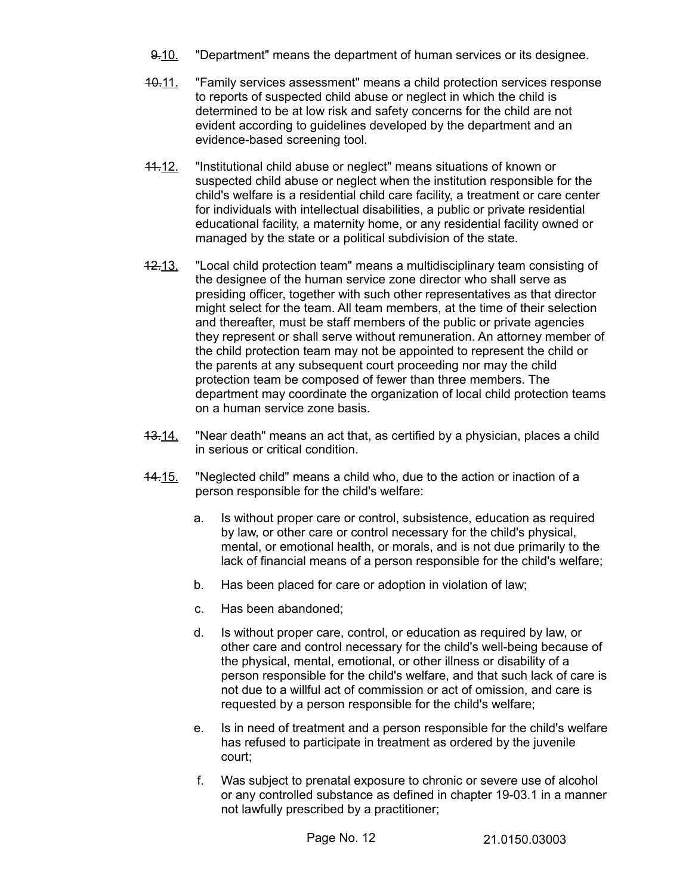~~9.~~10. "Department" means the department of human services or its designee.

~~10.~~11. "Family services assessment" means a child protection services response to reports of suspected child abuse or neglect in which the child is determined to be at low risk and safety concerns for the child are not evident according to guidelines developed by the department and an evidence-based screening tool.

~~11.~~12. "Institutional child abuse or neglect" means situations of known or suspected child abuse or neglect when the institution responsible for the child's welfare is a residential child care facility, a treatment or care center for individuals with intellectual disabilities, a public or private residential educational facility, a maternity home, or any residential facility owned or managed by the state or a political subdivision of the state.

~~12.~~13. "Local child protection team" means a multidisciplinary team consisting of the designee of the human service zone director who shall serve as presiding officer, together with such other representatives as that director might select for the team. All team members, at the time of their selection and thereafter, must be staff members of the public or private agencies they represent or shall serve without remuneration. An attorney member of the child protection team may not be appointed to represent the child or the parents at any subsequent court proceeding nor may the child protection team be composed of fewer than three members. The department may coordinate the organization of local child protection teams on a human service zone basis.

~~13.~~14. "Near death" means an act that, as certified by a physician, places a child in serious or critical condition.

~~14.~~15. "Neglected child" means a child who, due to the action or inaction of a person responsible for the child's welfare:

a. Is without proper care or control, subsistence, education as required by law, or other care or control necessary for the child's physical, mental, or emotional health, or morals, and is not due primarily to the lack of financial means of a person responsible for the child's welfare;

b. Has been placed for care or adoption in violation of law;

c. Has been abandoned;

d. Is without proper care, control, or education as required by law, or other care and control necessary for the child's well-being because of the physical, mental, emotional, or other illness or disability of a person responsible for the child's welfare, and that such lack of care is not due to a willful act of commission or act of omission, and care is requested by a person responsible for the child's welfare;

e. Is in need of treatment and a person responsible for the child's welfare has refused to participate in treatment as ordered by the juvenile court;

f. Was subject to prenatal exposure to chronic or severe use of alcohol or any controlled substance as defined in chapter 19-03.1 in a manner not lawfully prescribed by a practitioner;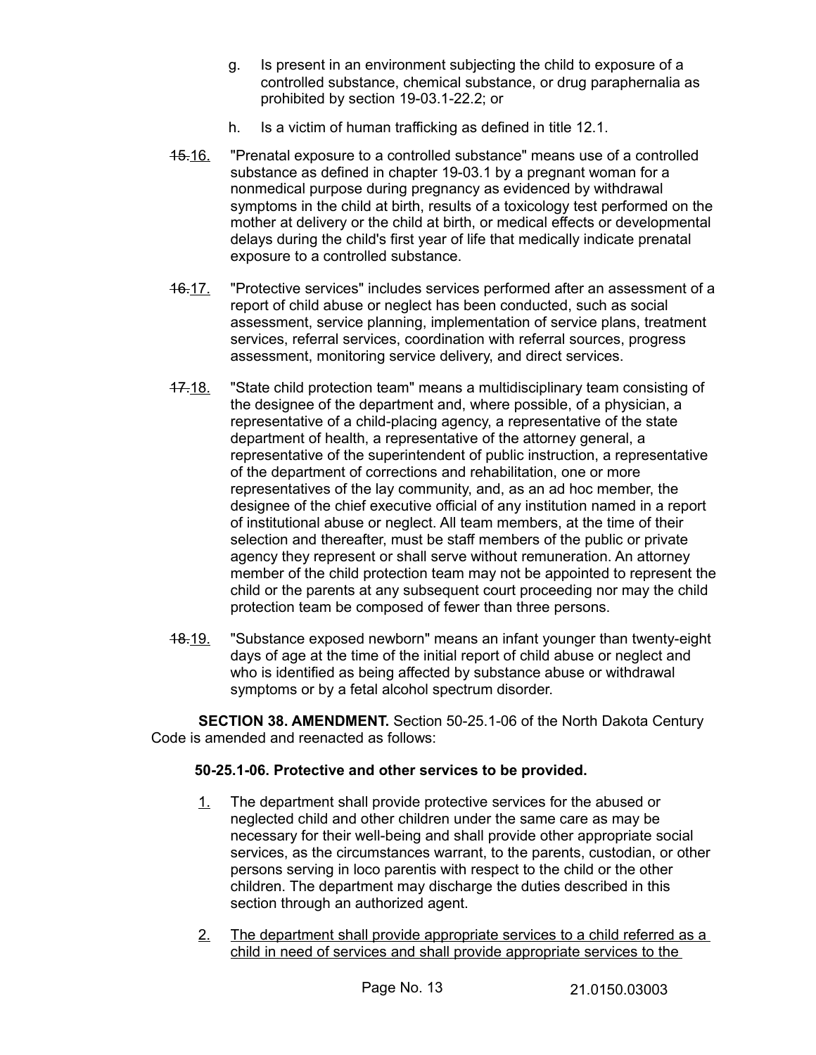g. Is present in an environment subjecting the child to exposure of a controlled substance, chemical substance, or drug paraphernalia as prohibited by section 19-03.1-22.2; or

h. Is a victim of human trafficking as defined in title 12.1.

~~15.~~16. "Prenatal exposure to a controlled substance" means use of a controlled substance as defined in chapter 19-03.1 by a pregnant woman for a nonmedical purpose during pregnancy as evidenced by withdrawal symptoms in the child at birth, results of a toxicology test performed on the mother at delivery or the child at birth, or medical effects or developmental delays during the child's first year of life that medically indicate prenatal exposure to a controlled substance.

~~16.~~17. "Protective services" includes services performed after an assessment of a report of child abuse or neglect has been conducted, such as social assessment, service planning, implementation of service plans, treatment services, referral services, coordination with referral sources, progress assessment, monitoring service delivery, and direct services.

~~17.~~18. "State child protection team" means a multidisciplinary team consisting of the designee of the department and, where possible, of a physician, a representative of a child-placing agency, a representative of the state department of health, a representative of the attorney general, a representative of the superintendent of public instruction, a representative of the department of corrections and rehabilitation, one or more representatives of the lay community, and, as an ad hoc member, the designee of the chief executive official of any institution named in a report of institutional abuse or neglect. All team members, at the time of their selection and thereafter, must be staff members of the public or private agency they represent or shall serve without remuneration. An attorney member of the child protection team may not be appointed to represent the child or the parents at any subsequent court proceeding nor may the child protection team be composed of fewer than three persons.

~~18.~~19. "Substance exposed newborn" means an infant younger than twenty-eight days of age at the time of the initial report of child abuse or neglect and who is identified as being affected by substance abuse or withdrawal symptoms or by a fetal alcohol spectrum disorder.

**SECTION 38. AMENDMENT.** Section 50-25.1-06 of the North Dakota Century Code is amended and reenacted as follows:

**50-25.1-06. Protective and other services to be provided.**

1. The department shall provide protective services for the abused or neglected child and other children under the same care as may be necessary for their well-being and shall provide other appropriate social services, as the circumstances warrant, to the parents, custodian, or other persons serving in loco parentis with respect to the child or the other children. The department may discharge the duties described in this section through an authorized agent.

2. The department shall provide appropriate services to a child referred as a child in need of services and shall provide appropriate services to the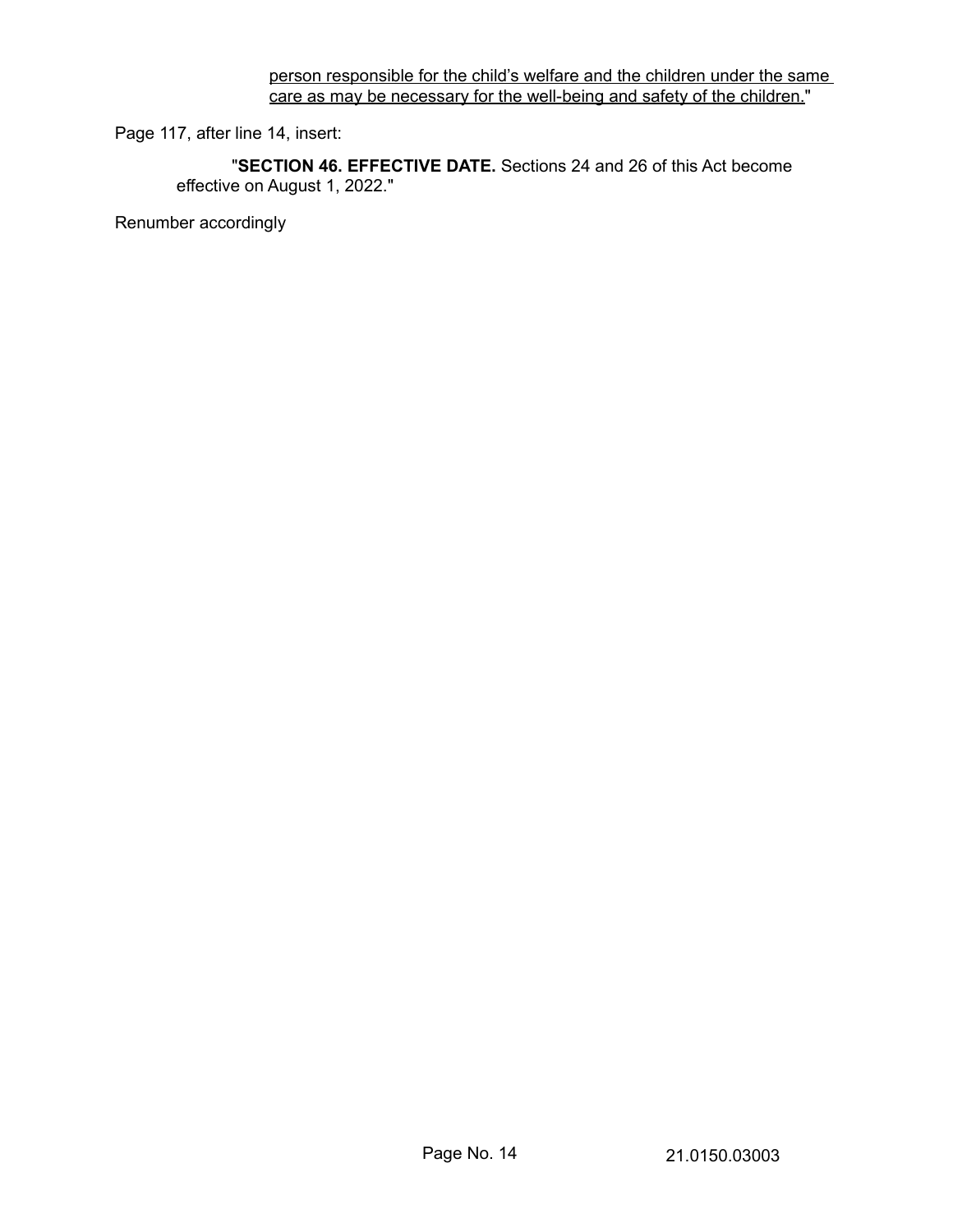person responsible for the child's welfare and the children under the same care as may be necessary for the well-being and safety of the children."

Page 117, after line 14, insert:

"**SECTION 46. EFFECTIVE DATE.** Sections 24 and 26 of this Act become effective on August 1, 2022."

Renumber accordingly